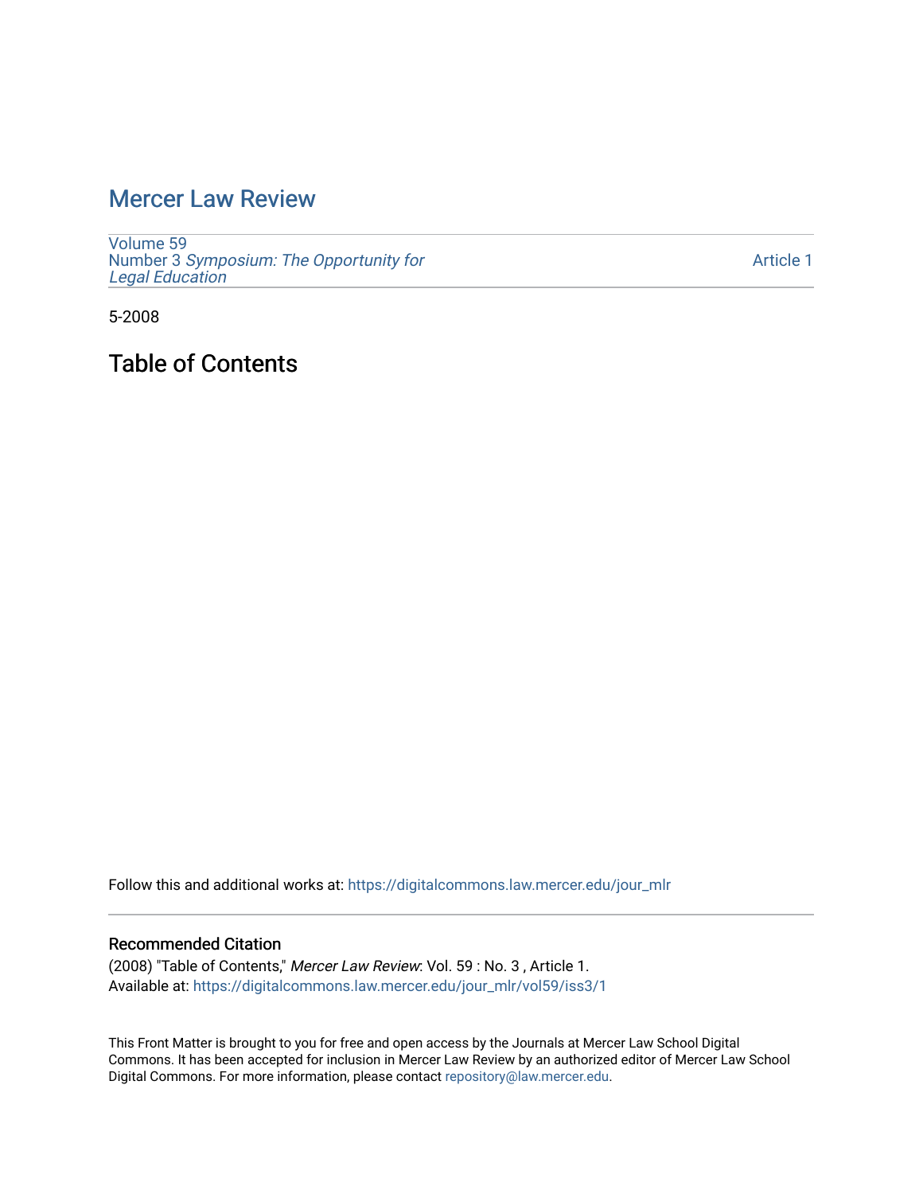# Mercer Law Review

Volume 59
Number 3 *Symposium: The Opportunity for Legal Education*

Article 1

5-2008

## Table of Contents

Follow this and additional works at: https://digitalcommons.law.mercer.edu/jour_mlr

### Recommended Citation

(2008) "Table of Contents," *Mercer Law Review*: Vol. 59 : No. 3 , Article 1.
Available at: https://digitalcommons.law.mercer.edu/jour_mlr/vol59/iss3/1

This Front Matter is brought to you for free and open access by the Journals at Mercer Law School Digital Commons. It has been accepted for inclusion in Mercer Law Review by an authorized editor of Mercer Law School Digital Commons. For more information, please contact repository@law.mercer.edu.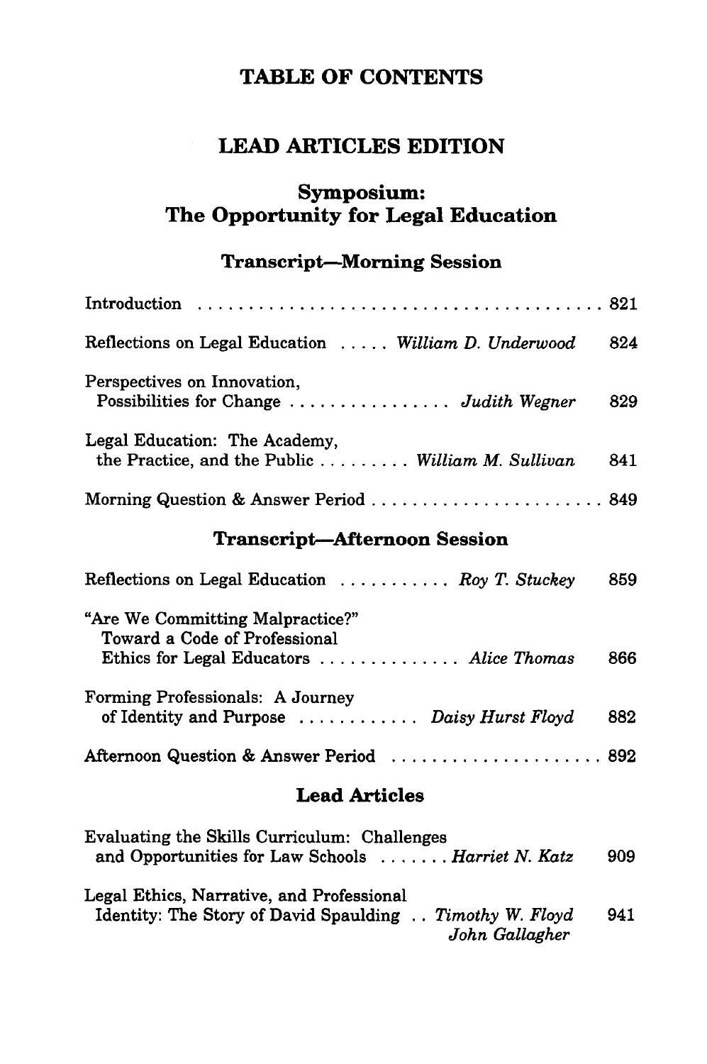# TABLE OF CONTENTS

## LEAD ARTICLES EDITION

## Symposium: The Opportunity for Legal Education

### Transcript—Morning Session

Introduction . . . . . . . . . . . . . . . . . . . . . . . . . . . . . . . . . . . . . . 821

Reflections on Legal Education . . . . . *William D. Underwood* 824

Perspectives on Innovation,
Possibilities for Change . . . . . . . . . . . . . . . . *Judith Wegner* 829

Legal Education: The Academy,
the Practice, and the Public . . . . . . . . . *William M. Sullivan* 841

Morning Question & Answer Period . . . . . . . . . . . . . . . . . . . . . . 849

### Transcript—Afternoon Session

Reflections on Legal Education . . . . . . . . . . . *Roy T. Stuckey* 859

"Are We Committing Malpractice?"
Toward a Code of Professional
Ethics for Legal Educators . . . . . . . . . . . . . . *Alice Thomas* 866

Forming Professionals: A Journey
of Identity and Purpose . . . . . . . . . . . . *Daisy Hurst Floyd* 882

Afternoon Question & Answer Period . . . . . . . . . . . . . . . . . . . . 892

### Lead Articles

Evaluating the Skills Curriculum: Challenges
and Opportunities for Law Schools . . . . . . . *Harriet N. Katz* 909

Legal Ethics, Narrative, and Professional
Identity: The Story of David Spaulding . . *Timothy W. Floyd* 941
*John Gallagher*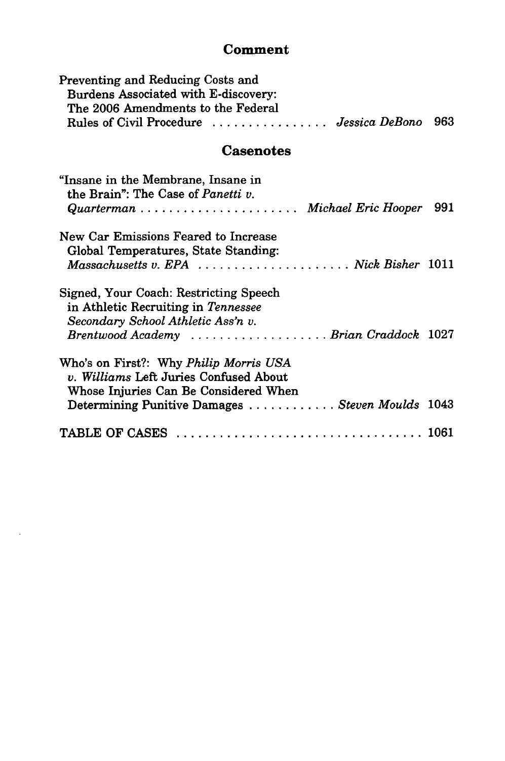## Comment

Preventing and Reducing Costs and Burdens Associated with E-discovery: The 2006 Amendments to the Federal Rules of Civil Procedure ................ *Jessica DeBono* 963

## Casenotes

"Insane in the Membrane, Insane in the Brain": The Case of *Panetti v. Quarterman* ...................... *Michael Eric Hooper* 991

New Car Emissions Feared to Increase Global Temperatures, State Standing: *Massachusetts v. EPA* ..................... *Nick Bisher* 1011

Signed, Your Coach: Restricting Speech in Athletic Recruiting in *Tennessee Secondary School Athletic Ass'n v. Brentwood Academy* .................. *Brian Craddock* 1027

Who's on First?: Why *Philip Morris USA v. Williams* Left Juries Confused About Whose Injuries Can Be Considered When Determining Punitive Damages ............ *Steven Moulds* 1043

TABLE OF CASES .................................. 1061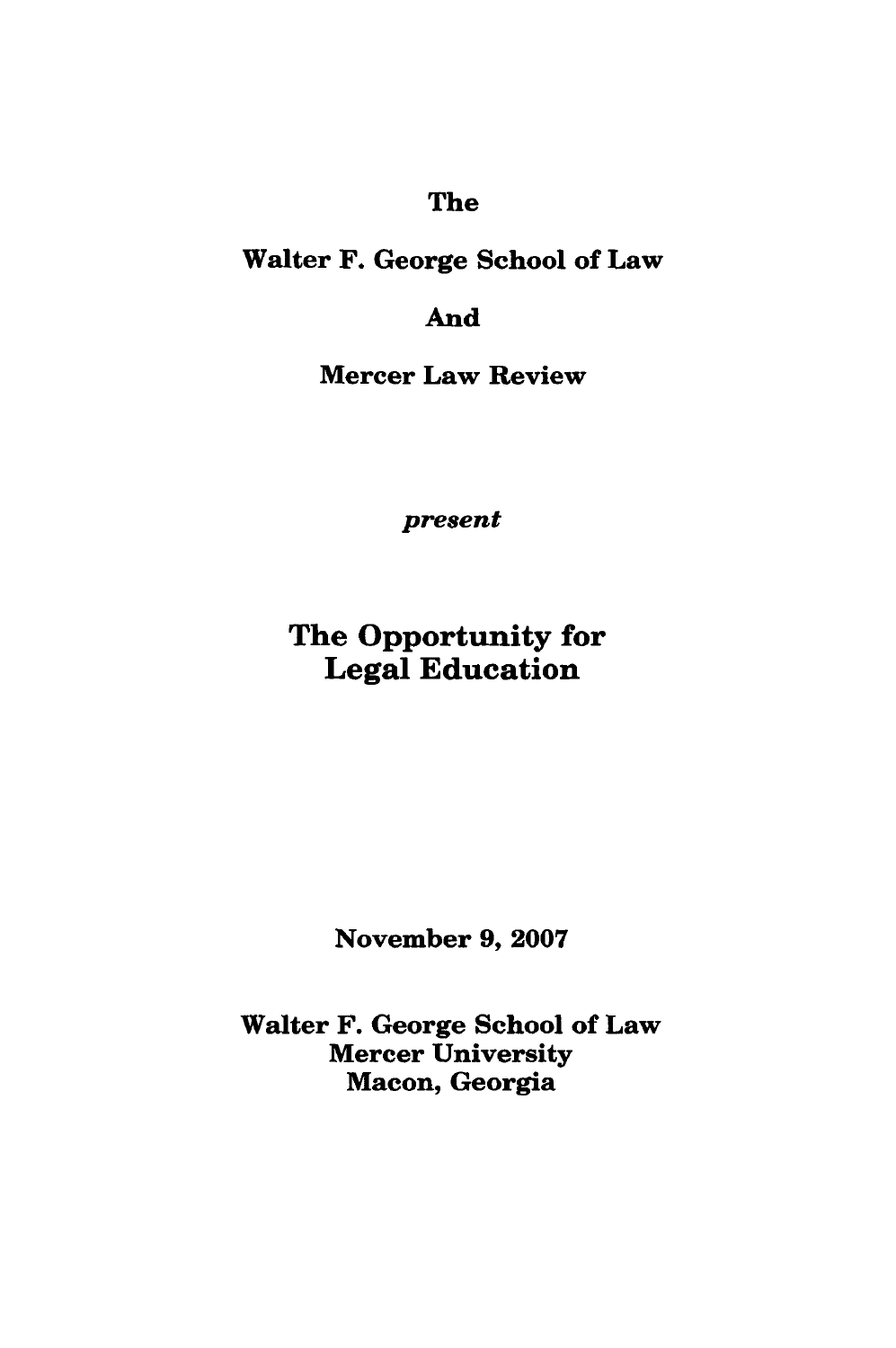The

Walter F. George School of Law

And

Mercer Law Review

*present*

# The Opportunity for Legal Education

November 9, 2007

Walter F. George School of Law
Mercer University
Macon, Georgia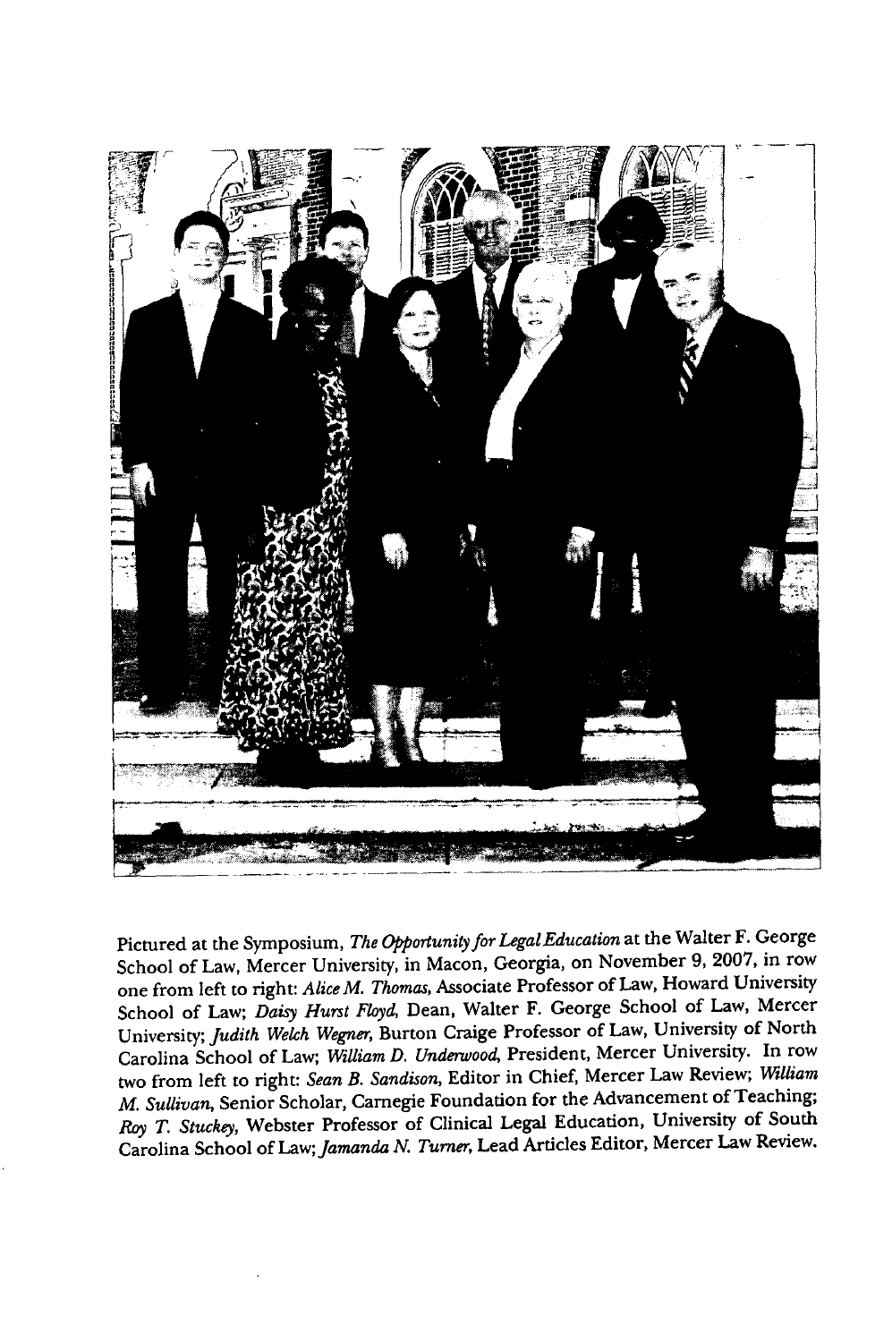Pictured at the Symposium, *The Opportunity for Legal Education* at the Walter F. George School of Law, Mercer University, in Macon, Georgia, on November 9, 2007, in row one from left to right: *Alice M. Thomas*, Associate Professor of Law, Howard University School of Law; *Daisy Hurst Floyd*, Dean, Walter F. George School of Law, Mercer University; *Judith Welch Wegner*, Burton Craige Professor of Law, University of North Carolina School of Law; *William D. Underwood*, President, Mercer University. In row two from left to right: *Sean B. Sandison*, Editor in Chief, Mercer Law Review; *William M. Sullivan*, Senior Scholar, Carnegie Foundation for the Advancement of Teaching; *Roy T. Stuckey*, Webster Professor of Clinical Legal Education, University of South Carolina School of Law; *Jamanda N. Turner*, Lead Articles Editor, Mercer Law Review.